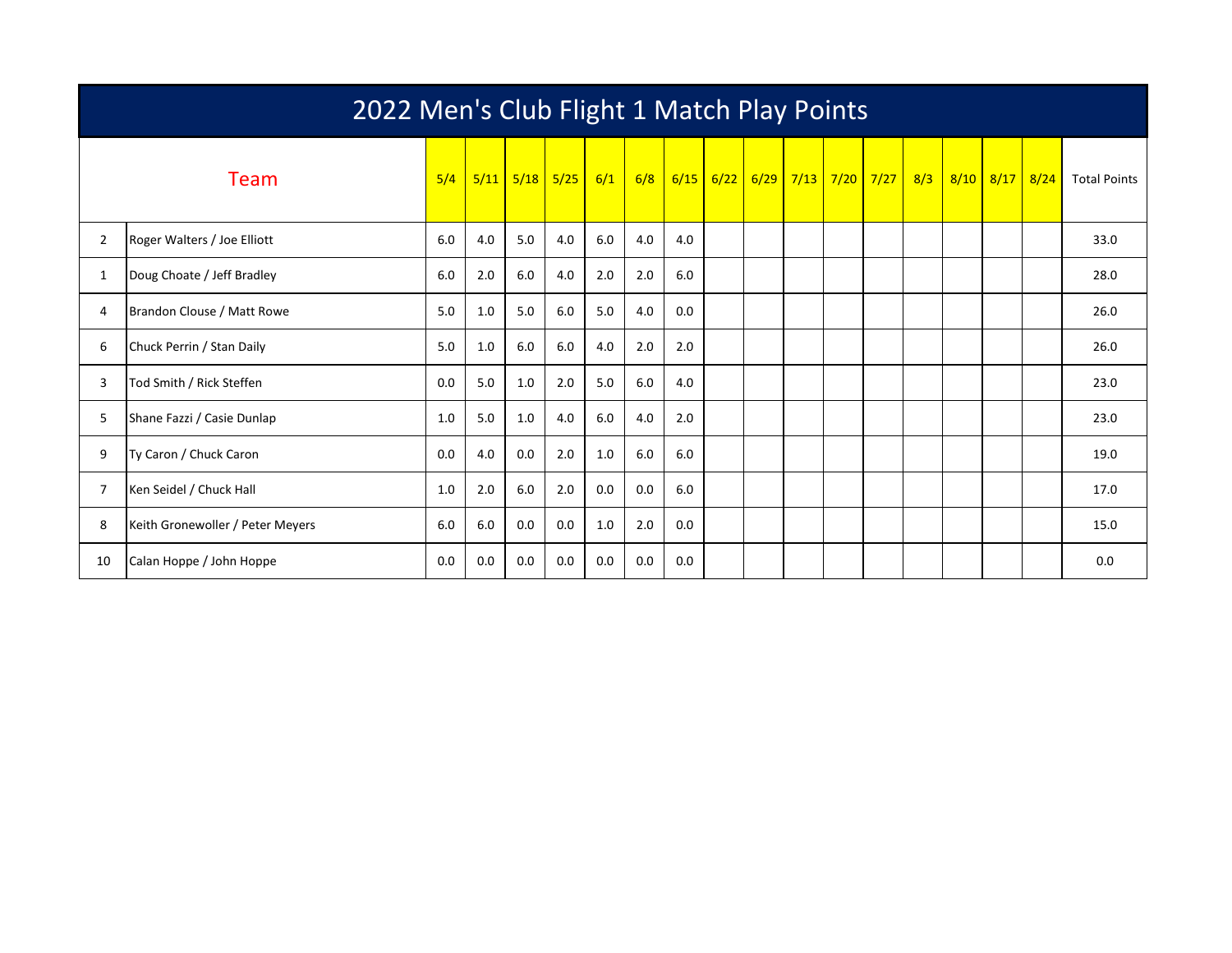# 2022 Men's Club Flight 1 Match Play Points

| | Team | 5/4 | 5/11 | 5/18 | 5/25 | 6/1 | 6/8 | 6/15 | 6/22 | 6/29 | 7/13 | 7/20 | 7/27 | 8/3 | 8/10 | 8/17 | 8/24 | Total Points |
|---|---|---|---|---|---|---|---|---|---|---|---|---|---|---|---|---|---|---|
| 2 | Roger Walters / Joe Elliott | 6.0 | 4.0 | 5.0 | 4.0 | 6.0 | 4.0 | 4.0 | | | | | | | | | | 33.0 |
| 1 | Doug Choate / Jeff Bradley | 6.0 | 2.0 | 6.0 | 4.0 | 2.0 | 2.0 | 6.0 | | | | | | | | | | 28.0 |
| 4 | Brandon Clouse / Matt Rowe | 5.0 | 1.0 | 5.0 | 6.0 | 5.0 | 4.0 | 0.0 | | | | | | | | | | 26.0 |
| 6 | Chuck Perrin / Stan Daily | 5.0 | 1.0 | 6.0 | 6.0 | 4.0 | 2.0 | 2.0 | | | | | | | | | | 26.0 |
| 3 | Tod Smith / Rick Steffen | 0.0 | 5.0 | 1.0 | 2.0 | 5.0 | 6.0 | 4.0 | | | | | | | | | | 23.0 |
| 5 | Shane Fazzi / Casie Dunlap | 1.0 | 5.0 | 1.0 | 4.0 | 6.0 | 4.0 | 2.0 | | | | | | | | | | 23.0 |
| 9 | Ty Caron / Chuck Caron | 0.0 | 4.0 | 0.0 | 2.0 | 1.0 | 6.0 | 6.0 | | | | | | | | | | 19.0 |
| 7 | Ken Seidel / Chuck Hall | 1.0 | 2.0 | 6.0 | 2.0 | 0.0 | 0.0 | 6.0 | | | | | | | | | | 17.0 |
| 8 | Keith Gronewoller / Peter Meyers | 6.0 | 6.0 | 0.0 | 0.0 | 1.0 | 2.0 | 0.0 | | | | | | | | | | 15.0 |
| 10 | Calan Hoppe / John Hoppe | 0.0 | 0.0 | 0.0 | 0.0 | 0.0 | 0.0 | 0.0 | | | | | | | | | | 0.0 |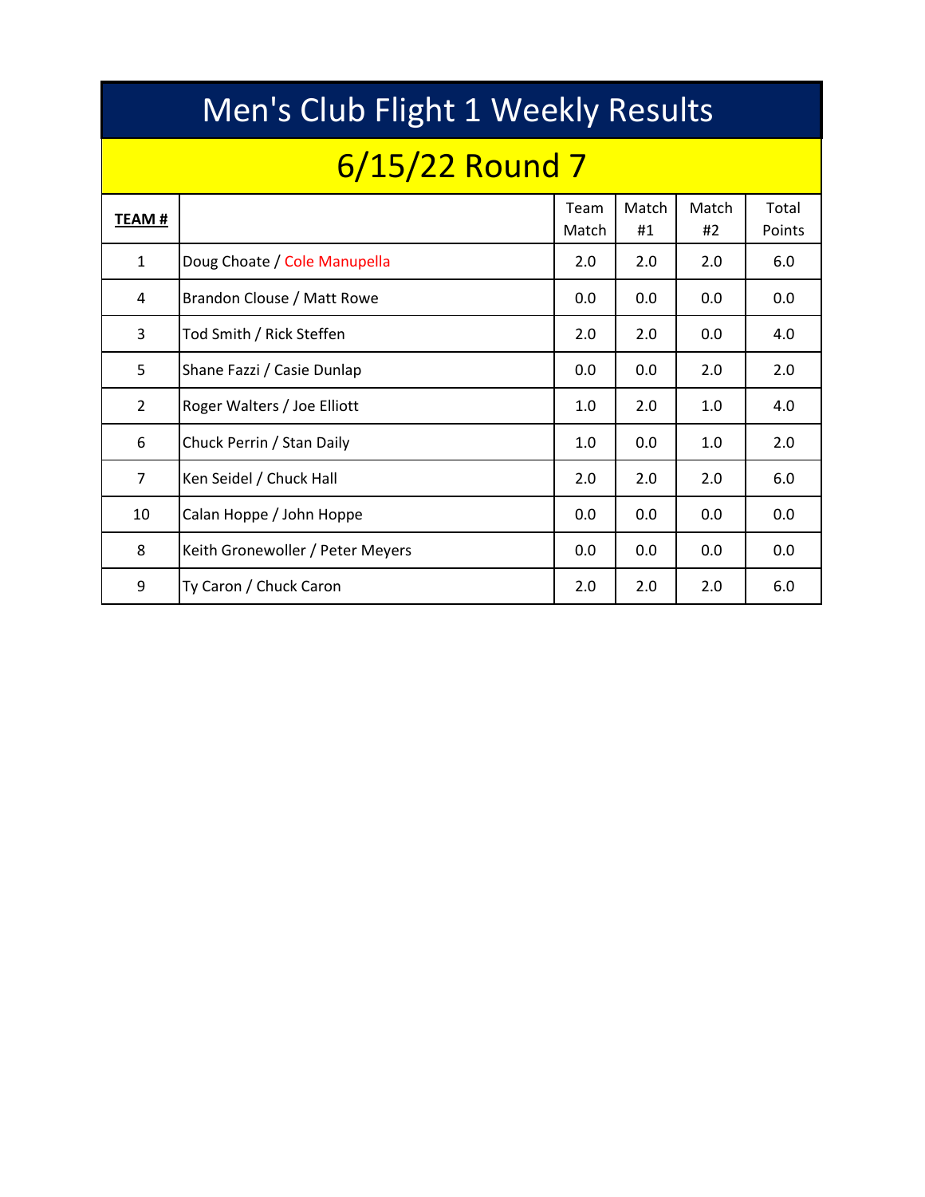# Men's Club Flight 1 Weekly Results

## 6/15/22 Round 7

| **TEAM #** | | Team Match | Match #1 | Match #2 | Total Points |
|---|---|---|---|---|---|
| 1 | Doug Choate / Cole Manupella | 2.0 | 2.0 | 2.0 | 6.0 |
| 4 | Brandon Clouse / Matt Rowe | 0.0 | 0.0 | 0.0 | 0.0 |
| 3 | Tod Smith / Rick Steffen | 2.0 | 2.0 | 0.0 | 4.0 |
| 5 | Shane Fazzi / Casie Dunlap | 0.0 | 0.0 | 2.0 | 2.0 |
| 2 | Roger Walters / Joe Elliott | 1.0 | 2.0 | 1.0 | 4.0 |
| 6 | Chuck Perrin / Stan Daily | 1.0 | 0.0 | 1.0 | 2.0 |
| 7 | Ken Seidel / Chuck Hall | 2.0 | 2.0 | 2.0 | 6.0 |
| 10 | Calan Hoppe / John Hoppe | 0.0 | 0.0 | 0.0 | 0.0 |
| 8 | Keith Gronewoller / Peter Meyers | 0.0 | 0.0 | 0.0 | 0.0 |
| 9 | Ty Caron / Chuck Caron | 2.0 | 2.0 | 2.0 | 6.0 |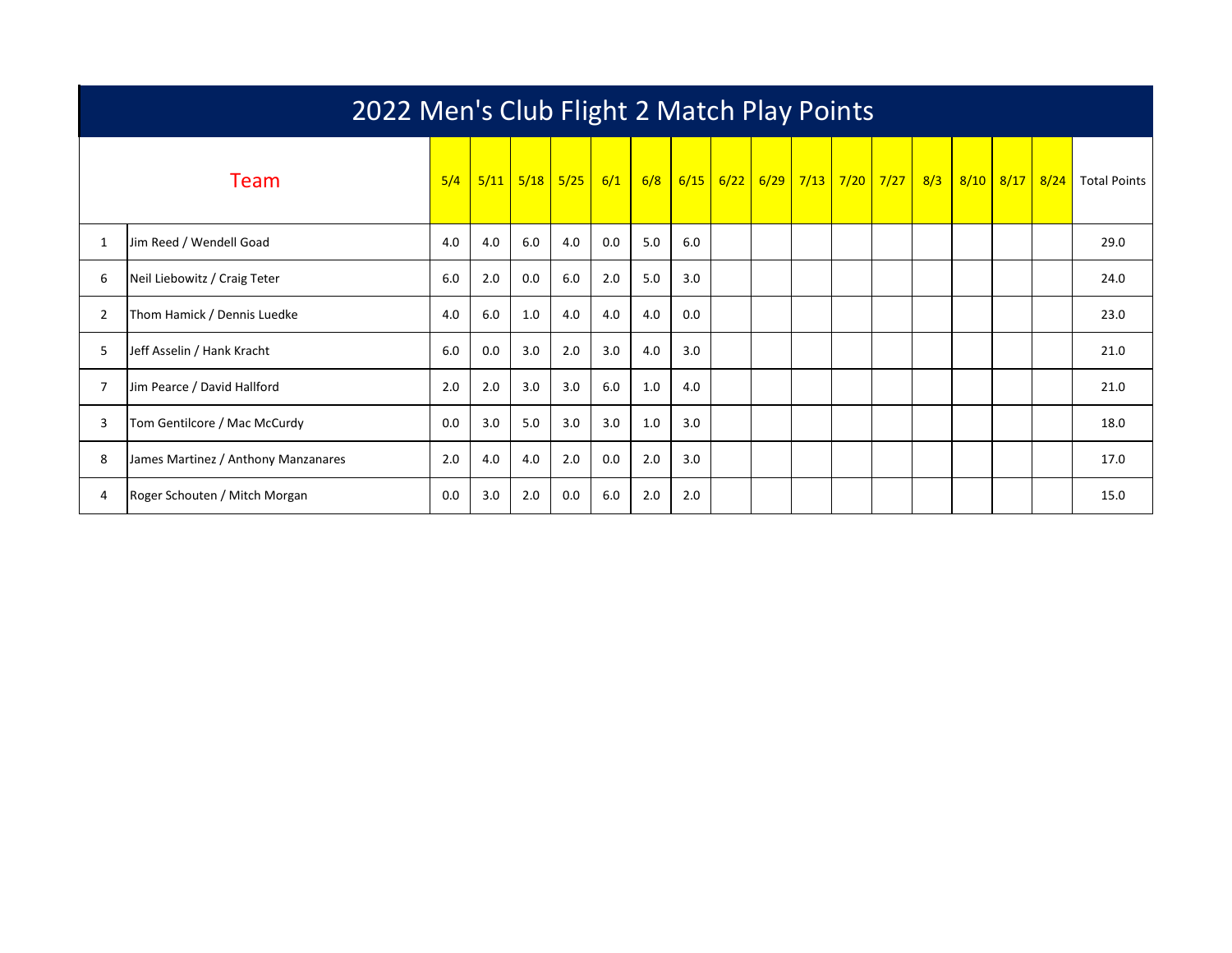# 2022 Men's Club Flight 2 Match Play Points

| | Team | 5/4 | 5/11 | 5/18 | 5/25 | 6/1 | 6/8 | 6/15 | 6/22 | 6/29 | 7/13 | 7/20 | 7/27 | 8/3 | 8/10 | 8/17 | 8/24 | Total Points |
|---|---|---|---|---|---|---|---|---|---|---|---|---|---|---|---|---|---|---|
| 1 | Jim Reed / Wendell Goad | 4.0 | 4.0 | 6.0 | 4.0 | 0.0 | 5.0 | 6.0 | | | | | | | | | | 29.0 |
| 6 | Neil Liebowitz / Craig Teter | 6.0 | 2.0 | 0.0 | 6.0 | 2.0 | 5.0 | 3.0 | | | | | | | | | | 24.0 |
| 2 | Thom Hamick / Dennis Luedke | 4.0 | 6.0 | 1.0 | 4.0 | 4.0 | 4.0 | 0.0 | | | | | | | | | | 23.0 |
| 5 | Jeff Asselin / Hank Kracht | 6.0 | 0.0 | 3.0 | 2.0 | 3.0 | 4.0 | 3.0 | | | | | | | | | | 21.0 |
| 7 | Jim Pearce / David Hallford | 2.0 | 2.0 | 3.0 | 3.0 | 6.0 | 1.0 | 4.0 | | | | | | | | | | 21.0 |
| 3 | Tom Gentilcore / Mac McCurdy | 0.0 | 3.0 | 5.0 | 3.0 | 3.0 | 1.0 | 3.0 | | | | | | | | | | 18.0 |
| 8 | James Martinez / Anthony Manzanares | 2.0 | 4.0 | 4.0 | 2.0 | 0.0 | 2.0 | 3.0 | | | | | | | | | | 17.0 |
| 4 | Roger Schouten / Mitch Morgan | 0.0 | 3.0 | 2.0 | 0.0 | 6.0 | 2.0 | 2.0 | | | | | | | | | | 15.0 |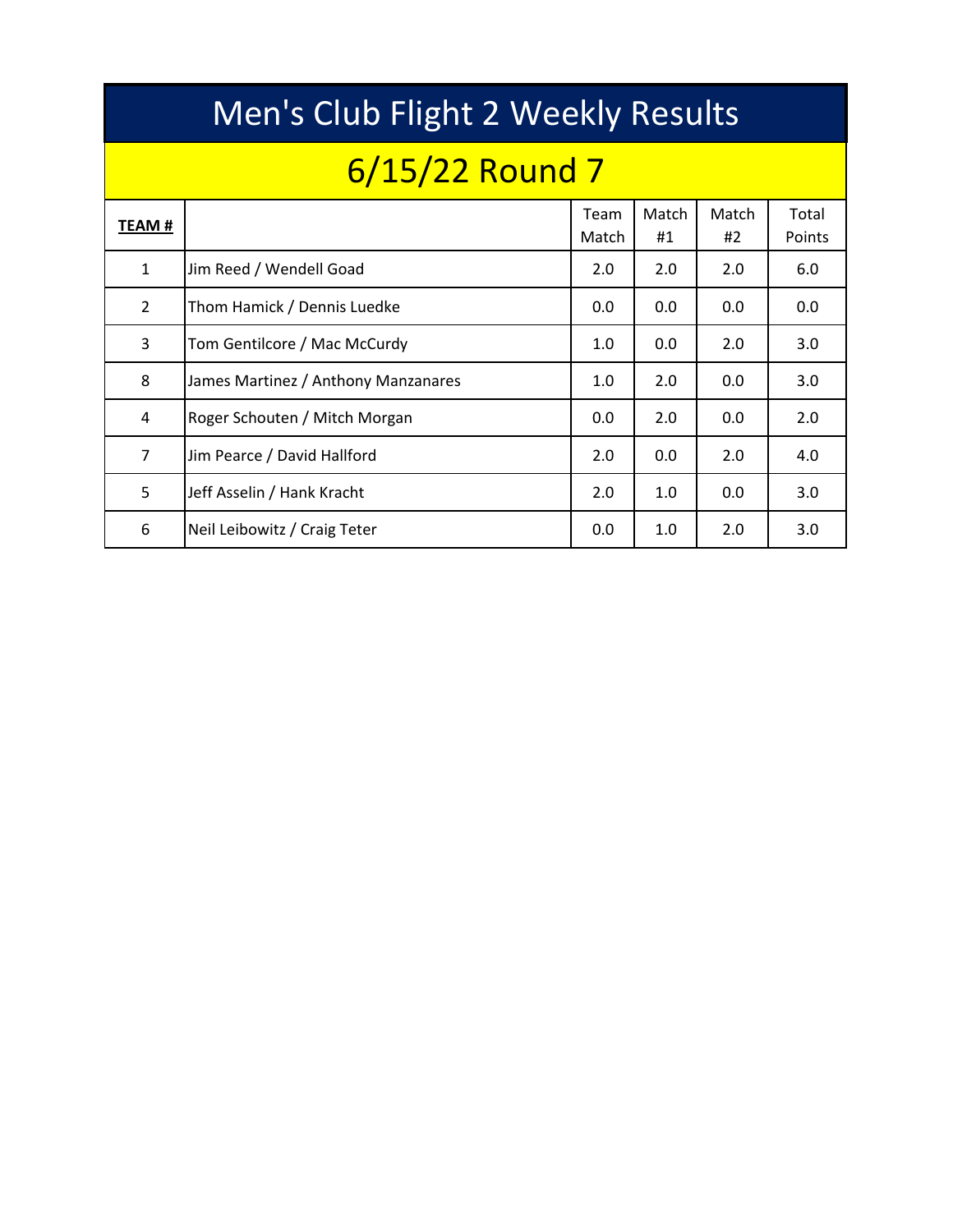# Men's Club Flight 2 Weekly Results

## 6/15/22 Round 7

| **TEAM #** | | Team Match | Match #1 | Match #2 | Total Points |
|---|---|---|---|---|---|
| 1 | Jim Reed / Wendell Goad | 2.0 | 2.0 | 2.0 | 6.0 |
| 2 | Thom Hamick / Dennis Luedke | 0.0 | 0.0 | 0.0 | 0.0 |
| 3 | Tom Gentilcore / Mac McCurdy | 1.0 | 0.0 | 2.0 | 3.0 |
| 8 | James Martinez / Anthony Manzanares | 1.0 | 2.0 | 0.0 | 3.0 |
| 4 | Roger Schouten / Mitch Morgan | 0.0 | 2.0 | 0.0 | 2.0 |
| 7 | Jim Pearce / David Hallford | 2.0 | 0.0 | 2.0 | 4.0 |
| 5 | Jeff Asselin / Hank Kracht | 2.0 | 1.0 | 0.0 | 3.0 |
| 6 | Neil Leibowitz / Craig Teter | 0.0 | 1.0 | 2.0 | 3.0 |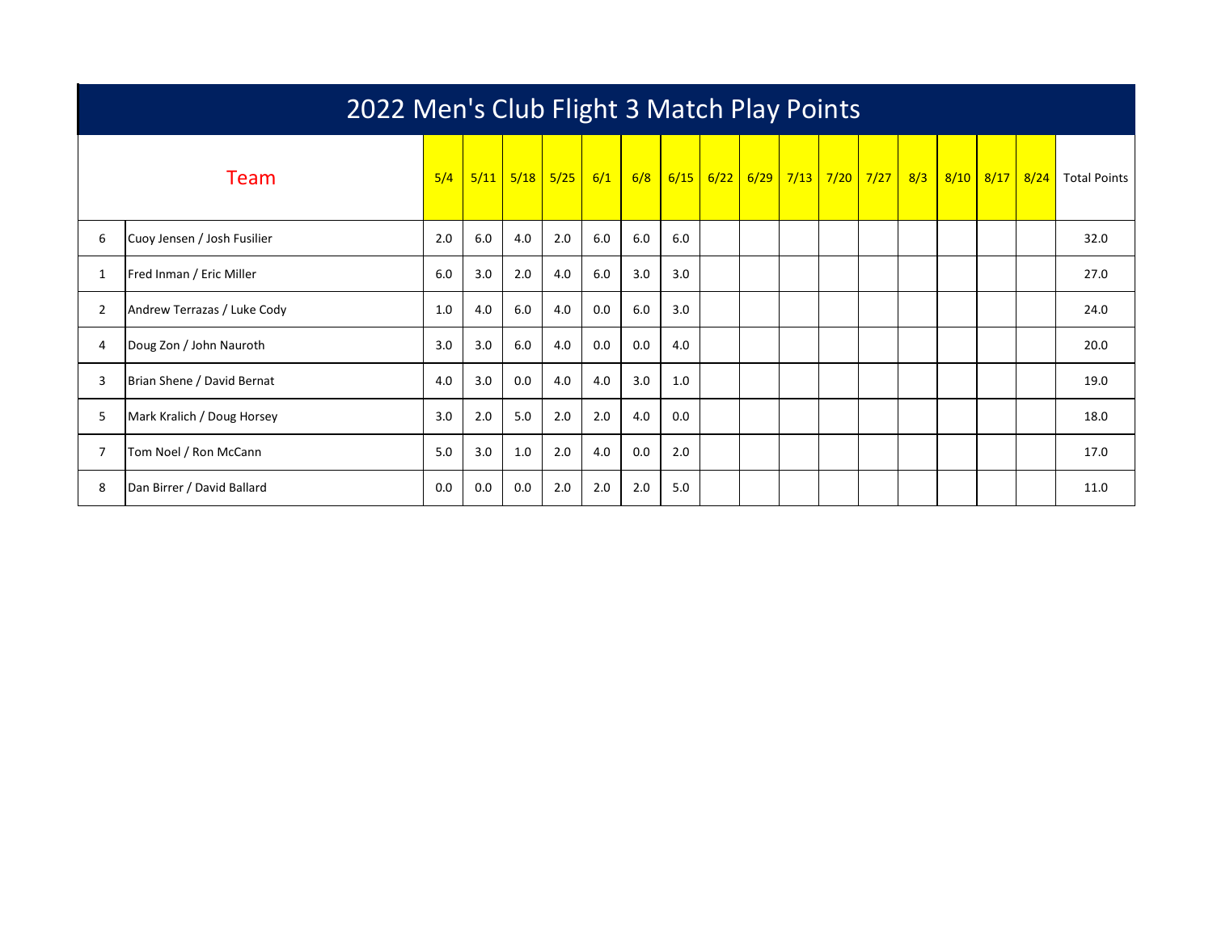# 2022 Men's Club Flight 3 Match Play Points

| | Team | 5/4 | 5/11 | 5/18 | 5/25 | 6/1 | 6/8 | 6/15 | 6/22 | 6/29 | 7/13 | 7/20 | 7/27 | 8/3 | 8/10 | 8/17 | 8/24 | Total Points |
|---|---|---|---|---|---|---|---|---|---|---|---|---|---|---|---|---|---|---|
| 6 | Cuoy Jensen / Josh Fusilier | 2.0 | 6.0 | 4.0 | 2.0 | 6.0 | 6.0 | 6.0 | | | | | | | | | | 32.0 |
| 1 | Fred Inman / Eric Miller | 6.0 | 3.0 | 2.0 | 4.0 | 6.0 | 3.0 | 3.0 | | | | | | | | | | 27.0 |
| 2 | Andrew Terrazas / Luke Cody | 1.0 | 4.0 | 6.0 | 4.0 | 0.0 | 6.0 | 3.0 | | | | | | | | | | 24.0 |
| 4 | Doug Zon / John Nauroth | 3.0 | 3.0 | 6.0 | 4.0 | 0.0 | 0.0 | 4.0 | | | | | | | | | | 20.0 |
| 3 | Brian Shene / David Bernat | 4.0 | 3.0 | 0.0 | 4.0 | 4.0 | 3.0 | 1.0 | | | | | | | | | | 19.0 |
| 5 | Mark Kralich / Doug Horsey | 3.0 | 2.0 | 5.0 | 2.0 | 2.0 | 4.0 | 0.0 | | | | | | | | | | 18.0 |
| 7 | Tom Noel / Ron McCann | 5.0 | 3.0 | 1.0 | 2.0 | 4.0 | 0.0 | 2.0 | | | | | | | | | | 17.0 |
| 8 | Dan Birrer / David Ballard | 0.0 | 0.0 | 0.0 | 2.0 | 2.0 | 2.0 | 5.0 | | | | | | | | | | 11.0 |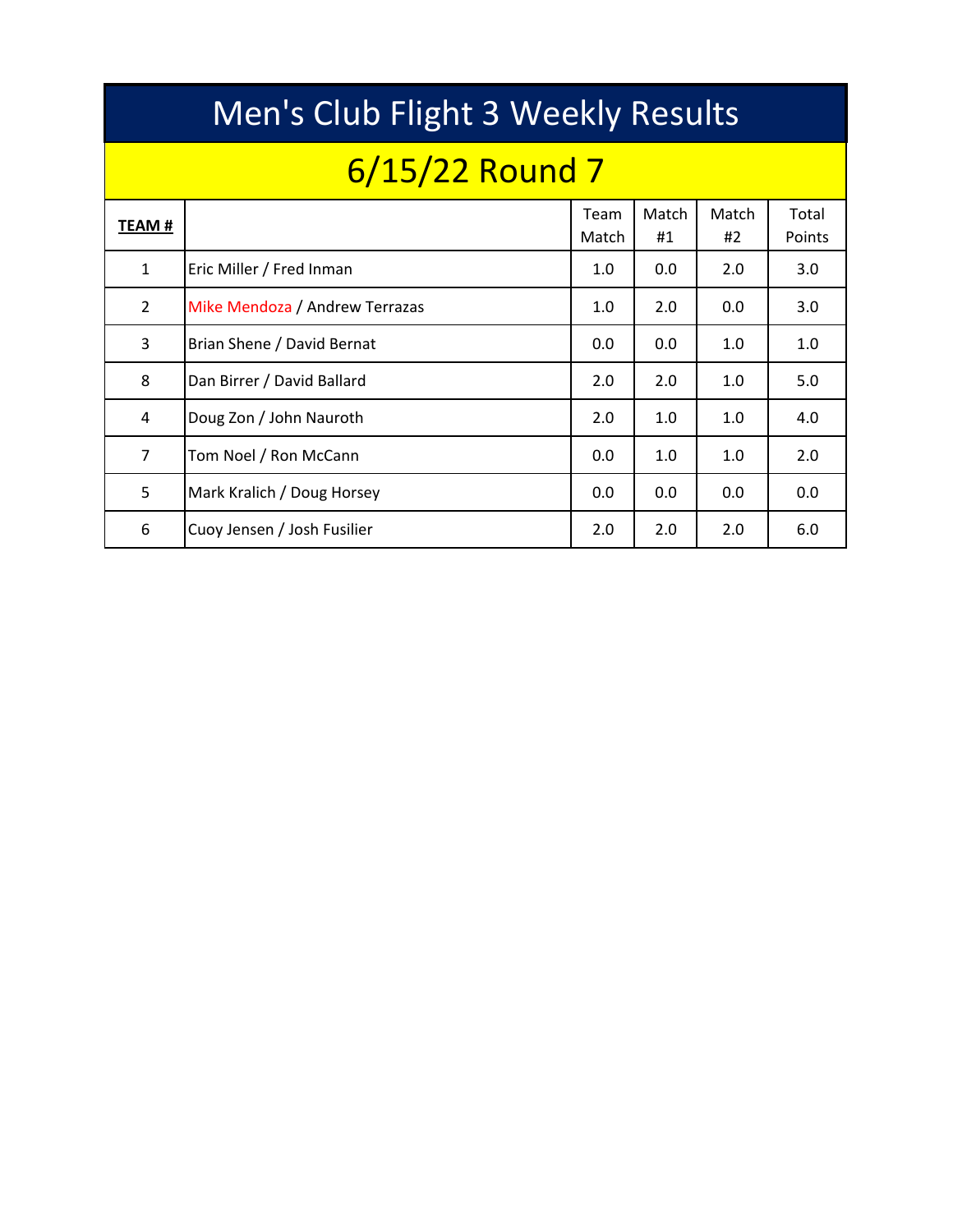# Men's Club Flight 3 Weekly Results

## 6/15/22 Round 7

| TEAM # | | Team Match | Match #1 | Match #2 | Total Points |
|---|---|---|---|---|---|
| 1 | Eric Miller / Fred Inman | 1.0 | 0.0 | 2.0 | 3.0 |
| 2 | Mike Mendoza / Andrew Terrazas | 1.0 | 2.0 | 0.0 | 3.0 |
| 3 | Brian Shene / David Bernat | 0.0 | 0.0 | 1.0 | 1.0 |
| 8 | Dan Birrer / David Ballard | 2.0 | 2.0 | 1.0 | 5.0 |
| 4 | Doug Zon / John Nauroth | 2.0 | 1.0 | 1.0 | 4.0 |
| 7 | Tom Noel / Ron McCann | 0.0 | 1.0 | 1.0 | 2.0 |
| 5 | Mark Kralich / Doug Horsey | 0.0 | 0.0 | 0.0 | 0.0 |
| 6 | Cuoy Jensen / Josh Fusilier | 2.0 | 2.0 | 2.0 | 6.0 |